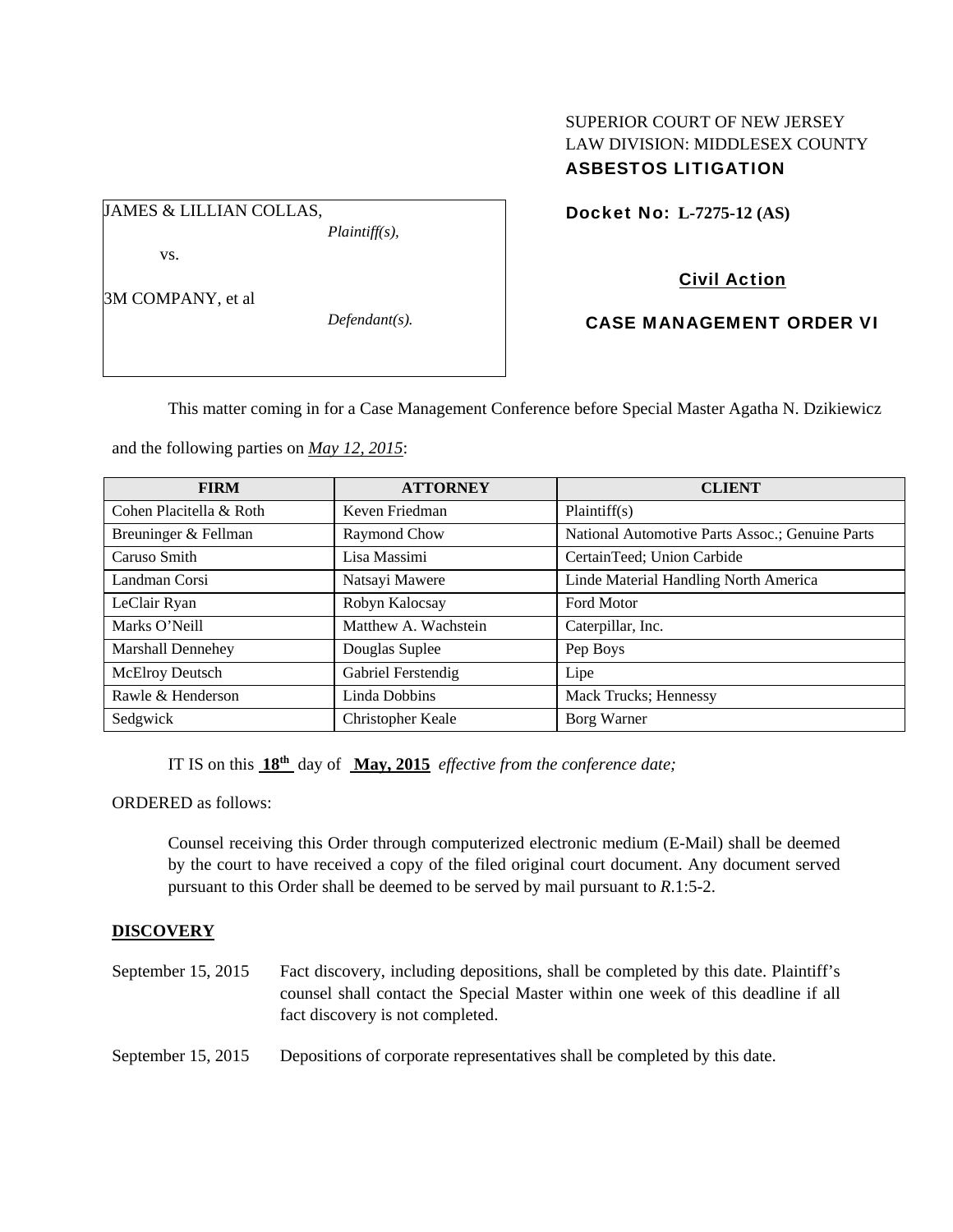SUPERIOR COURT OF NEW JERSEY
LAW DIVISION: MIDDLESEX COUNTY
**ASBESTOS LITIGATION**

JAMES & LILLIAN COLLAS,
*Plaintiff(s),*

vs.

3M COMPANY, et al
*Defendant(s).*

**Docket No: L-7275-12 (AS)**

**Civil Action**

**CASE MANAGEMENT ORDER VI**

This matter coming in for a Case Management Conference before Special Master Agatha N. Dzikiewicz and the following parties on ***May 12, 2015***:

| FIRM | ATTORNEY | CLIENT |
| --- | --- | --- |
| Cohen Placitella & Roth | Keven Friedman | Plaintiff(s) |
| Breuninger & Fellman | Raymond Chow | National Automotive Parts Assoc.; Genuine Parts |
| Caruso Smith | Lisa Massimi | CertainTeed; Union Carbide |
| Landman Corsi | Natsayi Mawere | Linde Material Handling North America |
| LeClair Ryan | Robyn Kalocsay | Ford Motor |
| Marks O'Neill | Matthew A. Wachstein | Caterpillar, Inc. |
| Marshall Dennehey | Douglas Suplee | Pep Boys |
| McElroy Deutsch | Gabriel Ferstendig | Lipe |
| Rawle & Henderson | Linda Dobbins | Mack Trucks; Hennessy |
| Sedgwick | Christopher Keale | Borg Warner |

IT IS on this **18th** day of **May, 2015** *effective from the conference date;*

ORDERED as follows:

Counsel receiving this Order through computerized electronic medium (E-Mail) shall be deemed by the court to have received a copy of the filed original court document. Any document served pursuant to this Order shall be deemed to be served by mail pursuant to *R*.1:5-2.

**DISCOVERY**

September 15, 2015 Fact discovery, including depositions, shall be completed by this date. Plaintiff's counsel shall contact the Special Master within one week of this deadline if all fact discovery is not completed.

September 15, 2015 Depositions of corporate representatives shall be completed by this date.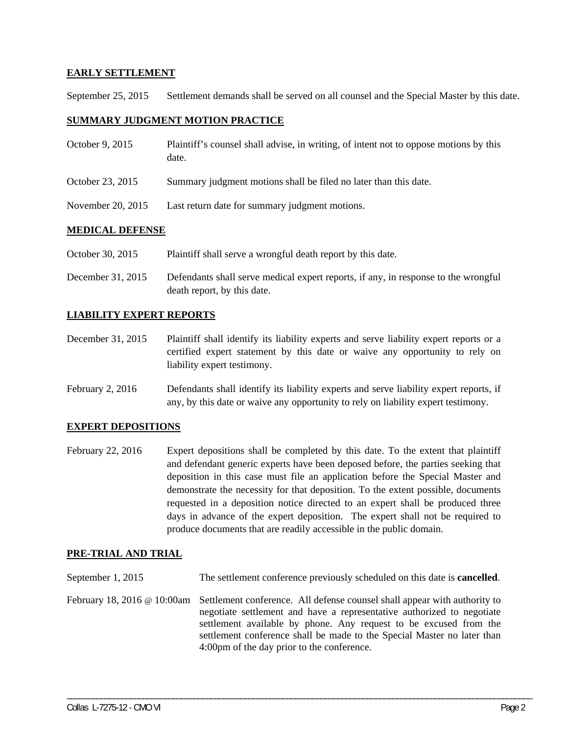**EARLY SETTLEMENT**

September 25, 2015 Settlement demands shall be served on all counsel and the Special Master by this date.

**SUMMARY JUDGMENT MOTION PRACTICE**

October 9, 2015 Plaintiff's counsel shall advise, in writing, of intent not to oppose motions by this date.

October 23, 2015 Summary judgment motions shall be filed no later than this date.

November 20, 2015 Last return date for summary judgment motions.

**MEDICAL DEFENSE**

October 30, 2015 Plaintiff shall serve a wrongful death report by this date.

December 31, 2015 Defendants shall serve medical expert reports, if any, in response to the wrongful death report, by this date.

**LIABILITY EXPERT REPORTS**

December 31, 2015 Plaintiff shall identify its liability experts and serve liability expert reports or a certified expert statement by this date or waive any opportunity to rely on liability expert testimony.

February 2, 2016 Defendants shall identify its liability experts and serve liability expert reports, if any, by this date or waive any opportunity to rely on liability expert testimony.

**EXPERT DEPOSITIONS**

February 22, 2016 Expert depositions shall be completed by this date. To the extent that plaintiff and defendant generic experts have been deposed before, the parties seeking that deposition in this case must file an application before the Special Master and demonstrate the necessity for that deposition. To the extent possible, documents requested in a deposition notice directed to an expert shall be produced three days in advance of the expert deposition. The expert shall not be required to produce documents that are readily accessible in the public domain.

**PRE-TRIAL AND TRIAL**

September 1, 2015 The settlement conference previously scheduled on this date is **cancelled**.

February 18, 2016 @ 10:00am Settlement conference. All defense counsel shall appear with authority to negotiate settlement and have a representative authorized to negotiate settlement available by phone. Any request to be excused from the settlement conference shall be made to the Special Master no later than 4:00pm of the day prior to the conference.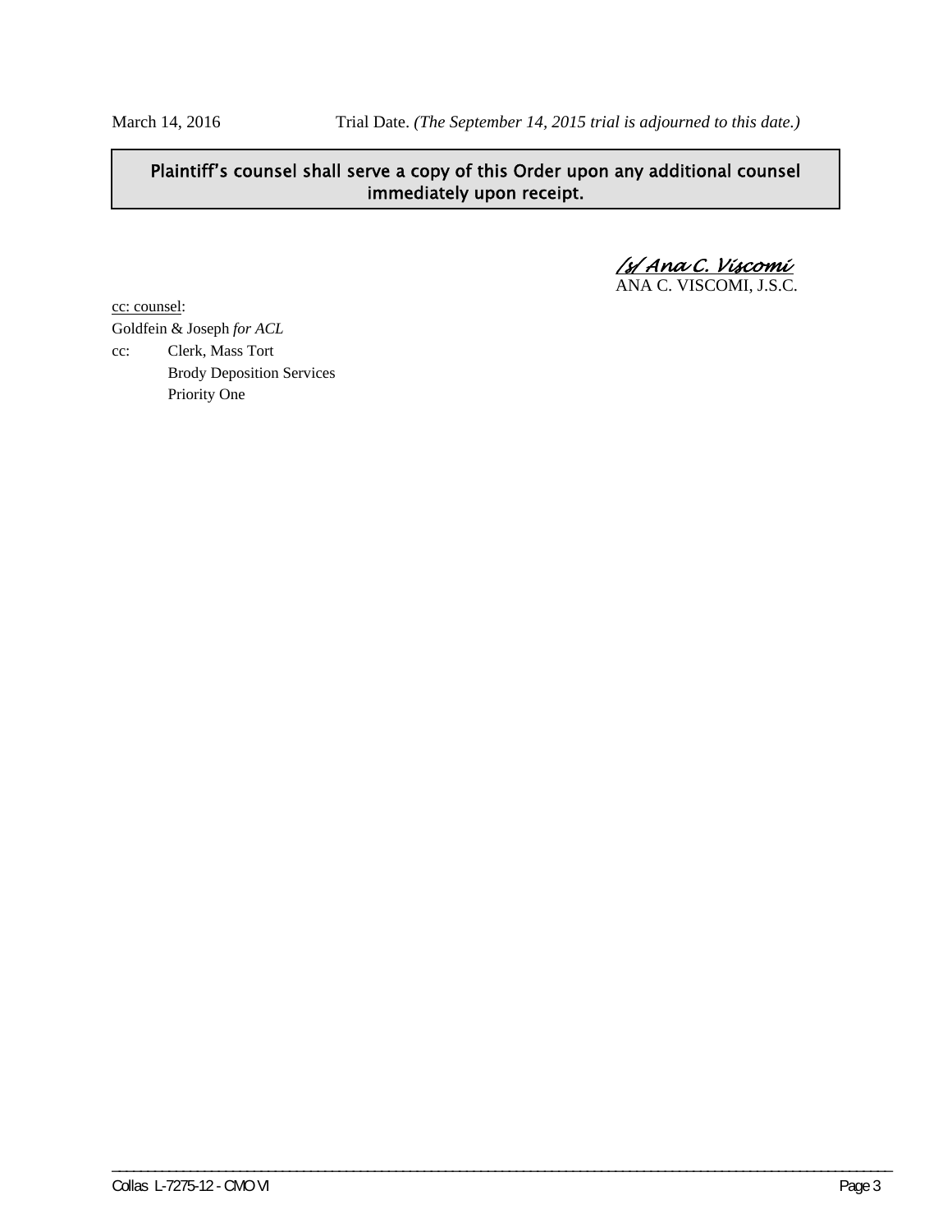March 14, 2016 Trial Date. *(The September 14, 2015 trial is adjourned to this date.)*

**Plaintiff's counsel shall serve a copy of this Order upon any additional counsel immediately upon receipt.**

/s/ Ana C. Viscomi
ANA C. VISCOMI, J.S.C.

cc: counsel:
Goldfein & Joseph *for ACL*
cc: Clerk, Mass Tort
Brody Deposition Services
Priority One